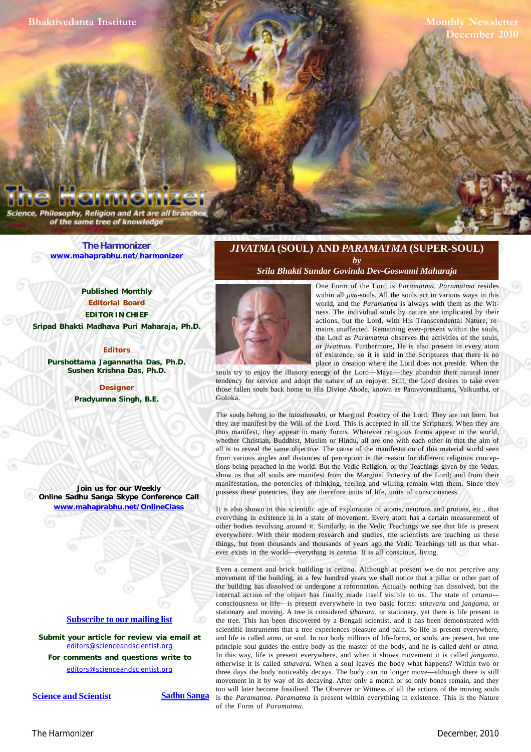Bhaktivedanta Institute

Monthly Newsletter
December 2010

# The Harmonizer

Science, Philosophy, Religion and Art are all branches of the same tree of knowledge

**The Harmonizer**
www.mahaprabhu.net/harmonizer

**Published Monthly**

**Editorial Board**

**EDITOR IN CHIEF**
**Sripad Bhakti Madhava Puri Maharaja, Ph.D.**

**Editors**
**Purshottama Jagannatha Das, Ph.D.**
**Sushen Krishna Das, Ph.D.**

**Designer**
**Pradyumna Singh, B.E.**

**Join us for our Weekly Online Sadhu Sanga Skype Conference Call**
www.mahaprabhu.net/OnlineClass

Subscribe to our mailing list

**Submit your article for review via email at** editors@scienceandscientist.org

**For comments and questions write to** editors@scienceandscientist.org

Science and Scientist

Sadhu Sanga

## *JIVATMA* (SOUL) AND *PARAMATMA* (SUPER-SOUL)

*by*

*Srila Bhakti Sundar Govinda Dev-Goswami Maharaja*

One Form of the Lord is *Paramatma*. *Paramatma* resides within all *jiva*-souls. All the souls act in various ways in this world, and the *Paramatma* is always with them as the Witness. The individual souls by nature are implicated by their actions, but the Lord, with His Transcendental Nature, remains unaffected. Remaining ever-present within the souls, the Lord as *Paramatma* observes the activities of the souls, or *jivatmas*. Furthermore, He is also present in every atom of existence; so it is said in the Scriptures that there is no place in creation where the Lord does not preside. When the souls try to enjoy the illusory energy of the Lord—Maya—they abandon their natural inner tendency for service and adopt the nature of an enjoyer. Still, the Lord desires to take even those fallen souls back home to His Divine Abode, known as Paravyomadhama, Vaikuntha, or Goloka.

The souls belong to the *tatasthasakti*, or Marginal Potency of the Lord. They are not born, but they are manifest by the Will of the Lord. This is accepted in all the Scriptures. When they are thus manifest, they appear in many forms. Whatever religious forms appear in the world, whether Christian, Buddhist, Muslim or Hindu, all are one with each other in that the aim of all is to reveal the same objective. The cause of the manifestation of this material world seen from various angles and distances of perception is the reason for different religious conceptions being preached in the world. But the Vedic Religion, or the Teachings given by the *Vedas*, show us that all souls are manifest from the Marginal Potency of the Lord; and from their manifestation, the potencies of thinking, feeling and willing remain with them. Since they possess these potencies, they are therefore units of life, units of consciousness.

It is also shown in this scientific age of exploration of atoms, neutrons and protons, etc., that everything in existence is in a state of movement. Every atom has a certain measurement of other bodies revolving around it. Similarly, in the Vedic Teachings we see that life is present everywhere. With their modern research and studies, the scientists are teaching us these things, but from thousands and thousands of years ago the Vedic Teachings tell us that whatever exists in the world—everything is *cetana*. It is all conscious, living.

Even a cement and brick building is *cetana*. Although at present we do not perceive any movement of the building, in a few hundred years we shall notice that a pillar or other part of the building has dissolved or undergone a reformation. Actually nothing has dissolved, but the internal action of the object has finally made itself visible to us. The state of *cetana*—consciousness or life—is present everywhere in two basic forms: *sthavara* and *jangama*, or stationary and moving. A tree is considered *sthavara*, or stationary, yet there is life present in the tree. This has been discovered by a Bengali scientist, and it has been demonstrated with scientific instruments that a tree experiences pleasure and pain. So life is present everywhere, and life is called *atma*, or soul. In our body millions of life-forms, or souls, are present, but one principle soul guides the entire body as the master of the body, and he is called *dehi* or *atma.* In this way, life is present everywhere, and when it shows movement it is called *jangama*, otherwise it is called *sthavara*. When a soul leaves the body what happens? Within two or three days the body noticeably decays. The body can no longer move—although there is still movement in it by way of its decaying. After only a month or so only bones remain, and they too will later become fossilised. The Observer or Witness of all the actions of the moving souls is the *Paramatma*. *Paramatma* is present within everything in existence. This is the Nature of the Form of *Paramatma*.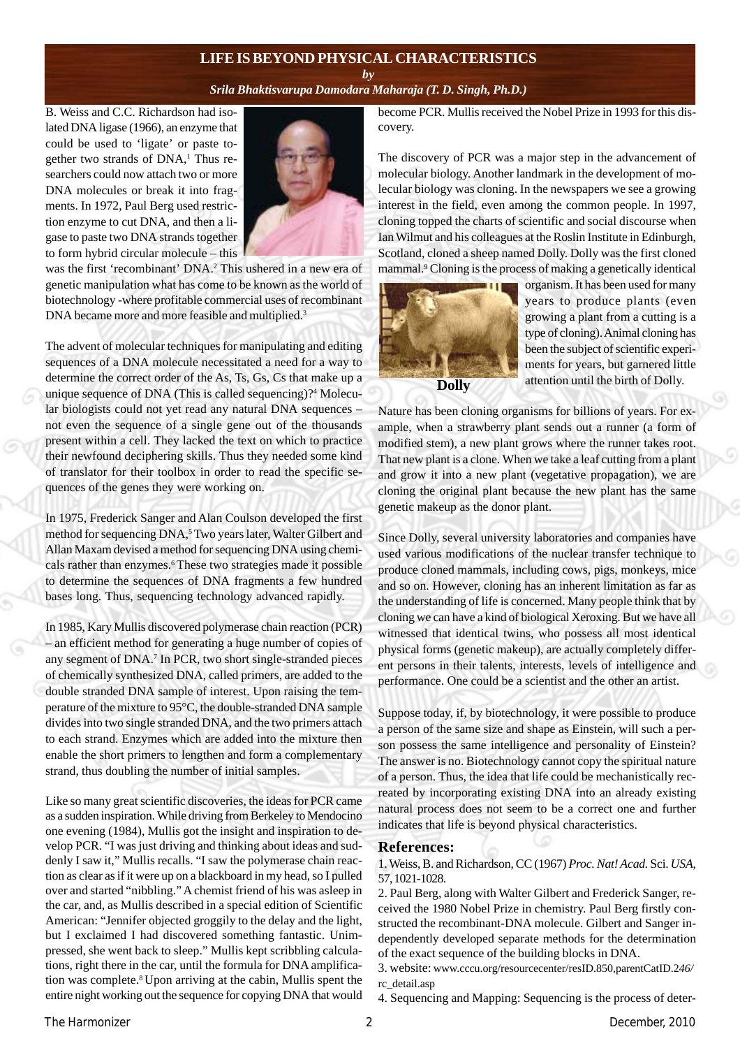# LIFE IS BEYOND PHYSICAL CHARACTERISTICS

*by*

***Srila Bhaktisvarupa Damodara Maharaja (T. D. Singh, Ph.D.)***

B. Weiss and C.C. Richardson had isolated DNA ligase (1966), an enzyme that could be used to 'ligate' or paste together two strands of DNA,[1] Thus researchers could now attach two or more DNA molecules or break it into fragments. In 1972, Paul Berg used restriction enzyme to cut DNA, and then a ligase to paste two DNA strands together to form hybrid circular molecule – this was the first 'recombinant' DNA.[2] This ushered in a new era of genetic manipulation what has come to be known as the world of biotechnology -where profitable commercial uses of recombinant DNA became more and more feasible and multiplied.[3]

The advent of molecular techniques for manipulating and editing sequences of a DNA molecule necessitated a need for a way to determine the correct order of the As, Ts, Gs, Cs that make up a unique sequence of DNA (This is called sequencing)?[4] Molecular biologists could not yet read any natural DNA sequences – not even the sequence of a single gene out of the thousands present within a cell. They lacked the text on which to practice their newfound deciphering skills. Thus they needed some kind of translator for their toolbox in order to read the specific sequences of the genes they were working on.

In 1975, Frederick Sanger and Alan Coulson developed the first method for sequencing DNA,[5] Two years later, Walter Gilbert and Allan Maxam devised a method for sequencing DNA using chemicals rather than enzymes.[6] These two strategies made it possible to determine the sequences of DNA fragments a few hundred bases long. Thus, sequencing technology advanced rapidly.

In 1985, Kary Mullis discovered polymerase chain reaction (PCR) – an efficient method for generating a huge number of copies of any segment of DNA.[7] In PCR, two short single-stranded pieces of chemically synthesized DNA, called primers, are added to the double stranded DNA sample of interest. Upon raising the temperature of the mixture to 95°C, the double-stranded DNA sample divides into two single stranded DNA, and the two primers attach to each strand. Enzymes which are added into the mixture then enable the short primers to lengthen and form a complementary strand, thus doubling the number of initial samples.

Like so many great scientific discoveries, the ideas for PCR came as a sudden inspiration. While driving from Berkeley to Mendocino one evening (1984), Mullis got the insight and inspiration to develop PCR. "I was just driving and thinking about ideas and suddenly I saw it," Mullis recalls. "I saw the polymerase chain reaction as clear as if it were up on a blackboard in my head, so I pulled over and started "nibbling." A chemist friend of his was asleep in the car, and, as Mullis described in a special edition of Scientific American: "Jennifer objected groggily to the delay and the light, but I exclaimed I had discovered something fantastic. Unimpressed, she went back to sleep." Mullis kept scribbling calculations, right there in the car, until the formula for DNA amplification was complete.[8] Upon arriving at the cabin, Mullis spent the entire night working out the sequence for copying DNA that would become PCR. Mullis received the Nobel Prize in 1993 for this discovery.

The discovery of PCR was a major step in the advancement of molecular biology. Another landmark in the development of molecular biology was cloning. In the newspapers we see a growing interest in the field, even among the common people. In 1997, cloning topped the charts of scientific and social discourse when Ian Wilmut and his colleagues at the Roslin Institute in Edinburgh, Scotland, cloned a sheep named Dolly. Dolly was the first cloned mammal.[9] Cloning is the process of making a genetically identical organism. It has been used for many years to produce plants (even growing a plant from a cutting is a type of cloning). Animal cloning has been the subject of scientific experiments for years, but garnered little attention until the birth of Dolly.

**Dolly**

Nature has been cloning organisms for billions of years. For example, when a strawberry plant sends out a runner (a form of modified stem), a new plant grows where the runner takes root. That new plant is a clone. When we take a leaf cutting from a plant and grow it into a new plant (vegetative propagation), we are cloning the original plant because the new plant has the same genetic makeup as the donor plant.

Since Dolly, several university laboratories and companies have used various modifications of the nuclear transfer technique to produce cloned mammals, including cows, pigs, monkeys, mice and so on. However, cloning has an inherent limitation as far as the understanding of life is concerned. Many people think that by cloning we can have a kind of biological Xeroxing. But we have all witnessed that identical twins, who possess all most identical physical forms (genetic makeup), are actually completely different persons in their talents, interests, levels of intelligence and performance. One could be a scientist and the other an artist.

Suppose today, if, by biotechnology, it were possible to produce a person of the same size and shape as Einstein, will such a person possess the same intelligence and personality of Einstein? The answer is no. Biotechnology cannot copy the spiritual nature of a person. Thus, the idea that life could be mechanistically recreated by incorporating existing DNA into an already existing natural process does not seem to be a correct one and further indicates that life is beyond physical characteristics.

## References:

1. Weiss, B. and Richardson, CC (1967) *Proc. Nat! Acad.* Sci. *USA*, 57, 1021-1028.
2. Paul Berg, along with Walter Gilbert and Frederick Sanger, received the 1980 Nobel Prize in chemistry. Paul Berg firstly constructed the recombinant-DNA molecule. Gilbert and Sanger independently developed separate methods for the determination of the exact sequence of the building blocks in DNA.
3. website: www.cccu.org/resourcecenter/resID.850,parentCatID.246/rc_detail.asp
4. Sequencing and Mapping: Sequencing is the process of deter-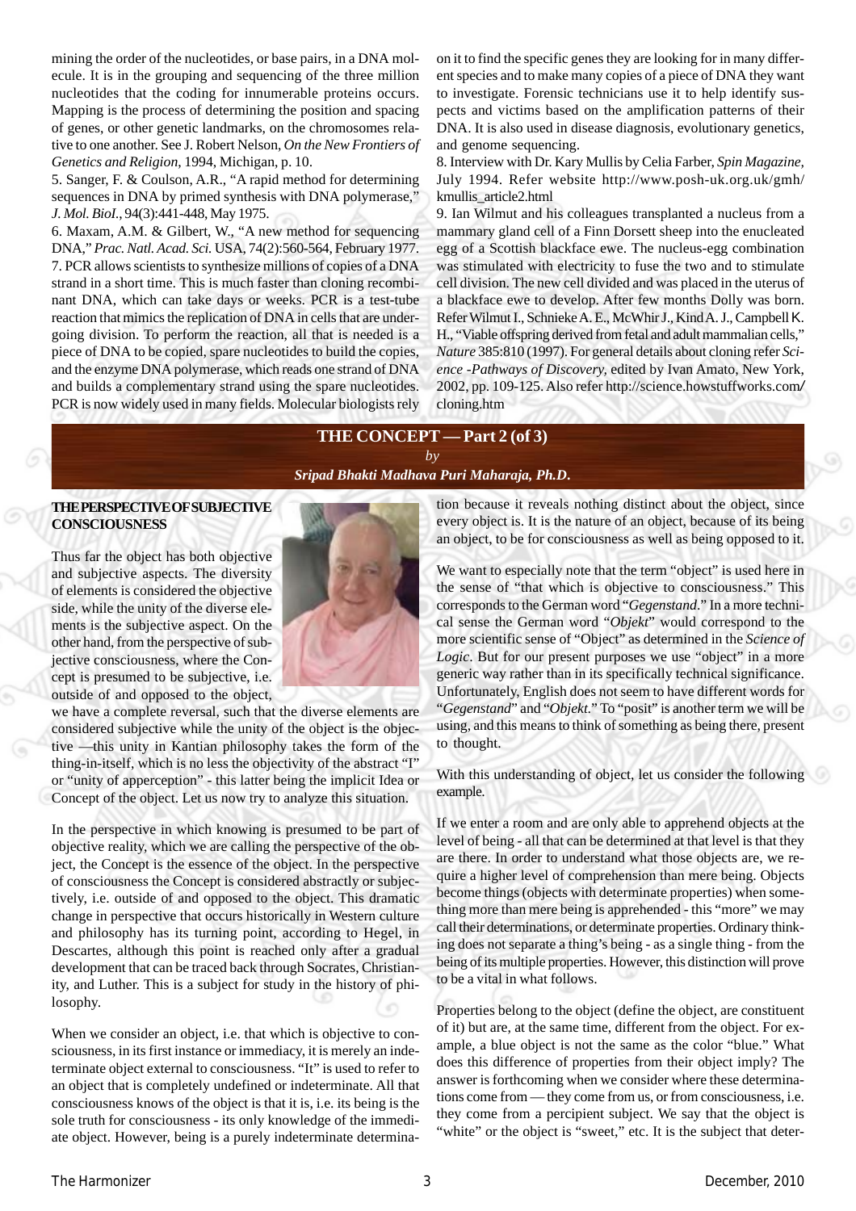mining the order of the nucleotides, or base pairs, in a DNA molecule. It is in the grouping and sequencing of the three million nucleotides that the coding for innumerable proteins occurs. Mapping is the process of determining the position and spacing of genes, or other genetic landmarks, on the chromosomes relative to one another. See J. Robert Nelson, *On the New Frontiers of Genetics and Religion*, 1994, Michigan, p. 10.

5. Sanger, F. & Coulson, A.R., "A rapid method for determining sequences in DNA by primed synthesis with DNA polymerase," *J. Mol. Biol.*, 94(3):441-448, May 1975.

6. Maxam, A.M. & Gilbert, W., "A new method for sequencing DNA," *Prac. Natl. Acad. Sci.* USA, 74(2):560-564, February 1977.

7. PCR allows scientists to synthesize millions of copies of a DNA strand in a short time. This is much faster than cloning recombinant DNA, which can take days or weeks. PCR is a test-tube reaction that mimics the replication of DNA in cells that are undergoing division. To perform the reaction, all that is needed is a piece of DNA to be copied, spare nucleotides to build the copies, and the enzyme DNA polymerase, which reads one strand of DNA and builds a complementary strand using the spare nucleotides. PCR is now widely used in many fields. Molecular biologists rely on it to find the specific genes they are looking for in many different species and to make many copies of a piece of DNA they want to investigate. Forensic technicians use it to help identify suspects and victims based on the amplification patterns of their DNA. It is also used in disease diagnosis, evolutionary genetics, and genome sequencing.

8. Interview with Dr. Kary Mullis by Celia Farber, *Spin Magazine*, July 1994. Refer website http://www.posh-uk.org.uk/gmh/kmullis_article2.html

9. Ian Wilmut and his colleagues transplanted a nucleus from a mammary gland cell of a Finn Dorsett sheep into the enucleated egg of a Scottish blackface ewe. The nucleus-egg combination was stimulated with electricity to fuse the two and to stimulate cell division. The new cell divided and was placed in the uterus of a blackface ewe to develop. After few months Dolly was born. Refer Wilmut I., Schnieke A. E., McWhir J., Kind A. J., Campbell K. H., "Viable offspring derived from fetal and adult mammalian cells," *Nature* 385:810 (1997). For general details about cloning refer *Science -Pathways of Discovery*, edited by Ivan Amato, New York, 2002, pp. 109-125. Also refer http://science.howstuffworks.com/cloning.htm

# THE CONCEPT — Part 2 (of 3)

*by*

***Sripad Bhakti Madhava Puri Maharaja, Ph.D.***

### THE PERSPECTIVE OF SUBJECTIVE CONSCIOUSNESS

Thus far the object has both objective and subjective aspects. The diversity of elements is considered the objective side, while the unity of the diverse elements is the subjective aspect. On the other hand, from the perspective of subjective consciousness, where the Concept is presumed to be subjective, i.e. outside of and opposed to the object, we have a complete reversal, such that the diverse elements are considered subjective while the unity of the object is the objective —this unity in Kantian philosophy takes the form of the thing-in-itself, which is no less the objectivity of the abstract "I" or "unity of apperception" - this latter being the implicit Idea or Concept of the object. Let us now try to analyze this situation.

In the perspective in which knowing is presumed to be part of objective reality, which we are calling the perspective of the object, the Concept is the essence of the object. In the perspective of consciousness the Concept is considered abstractly or subjectively, i.e. outside of and opposed to the object. This dramatic change in perspective that occurs historically in Western culture and philosophy has its turning point, according to Hegel, in Descartes, although this point is reached only after a gradual development that can be traced back through Socrates, Christianity, and Luther. This is a subject for study in the history of philosophy.

When we consider an object, i.e. that which is objective to consciousness, in its first instance or immediacy, it is merely an indeterminate object external to consciousness. "It" is used to refer to an object that is completely undefined or indeterminate. All that consciousness knows of the object is that it is, i.e. its being is the sole truth for consciousness - its only knowledge of the immediate object. However, being is a purely indeterminate determination because it reveals nothing distinct about the object, since every object is. It is the nature of an object, because of its being an object, to be for consciousness as well as being opposed to it.

We want to especially note that the term "object" is used here in the sense of "that which is objective to consciousness." This corresponds to the German word "*Gegenstand*." In a more technical sense the German word "*Objekt*" would correspond to the more scientific sense of "Object" as determined in the *Science of Logic*. But for our present purposes we use "object" in a more generic way rather than in its specifically technical significance. Unfortunately, English does not seem to have different words for "*Gegenstand*" and "*Objekt*." To "posit" is another term we will be using, and this means to think of something as being there, present to thought.

With this understanding of object, let us consider the following example.

If we enter a room and are only able to apprehend objects at the level of being - all that can be determined at that level is that they are there. In order to understand what those objects are, we require a higher level of comprehension than mere being. Objects become things (objects with determinate properties) when something more than mere being is apprehended - this "more" we may call their determinations, or determinate properties. Ordinary thinking does not separate a thing's being - as a single thing - from the being of its multiple properties. However, this distinction will prove to be a vital in what follows.

Properties belong to the object (define the object, are constituent of it) but are, at the same time, different from the object. For example, a blue object is not the same as the color "blue." What does this difference of properties from their object imply? The answer is forthcoming when we consider where these determinations come from — they come from us, or from consciousness, i.e. they come from a percipient subject. We say that the object is "white" or the object is "sweet," etc. It is the subject that deter-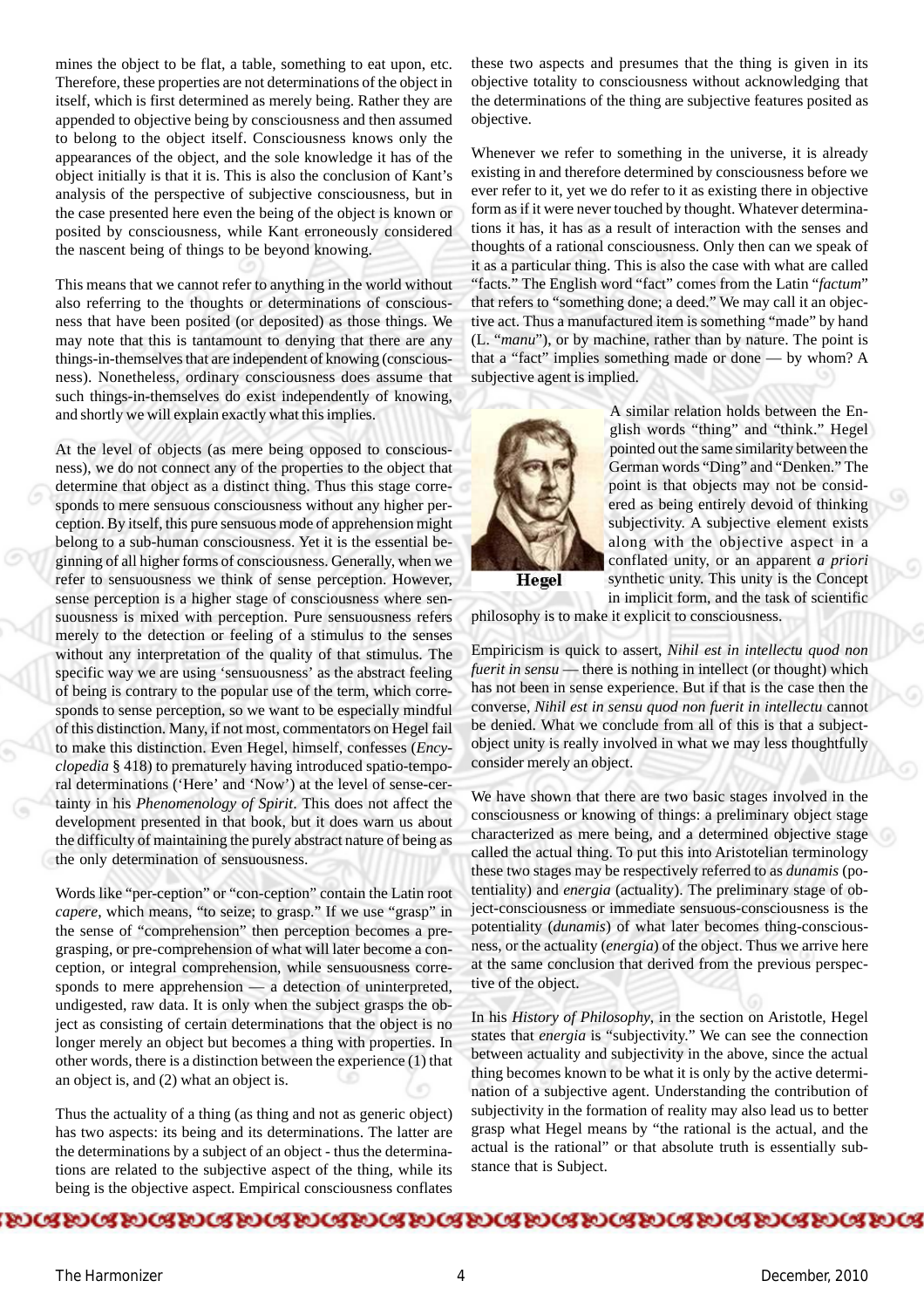mines the object to be flat, a table, something to eat upon, etc. Therefore, these properties are not determinations of the object in itself, which is first determined as merely being. Rather they are appended to objective being by consciousness and then assumed to belong to the object itself. Consciousness knows only the appearances of the object, and the sole knowledge it has of the object initially is that it is. This is also the conclusion of Kant's analysis of the perspective of subjective consciousness, but in the case presented here even the being of the object is known or posited by consciousness, while Kant erroneously considered the nascent being of things to be beyond knowing.

This means that we cannot refer to anything in the world without also referring to the thoughts or determinations of consciousness that have been posited (or deposited) as those things. We may note that this is tantamount to denying that there are any things-in-themselves that are independent of knowing (consciousness). Nonetheless, ordinary consciousness does assume that such things-in-themselves do exist independently of knowing, and shortly we will explain exactly what this implies.

At the level of objects (as mere being opposed to consciousness), we do not connect any of the properties to the object that determine that object as a distinct thing. Thus this stage corresponds to mere sensuous consciousness without any higher perception. By itself, this pure sensuous mode of apprehension might belong to a sub-human consciousness. Yet it is the essential beginning of all higher forms of consciousness. Generally, when we refer to sensuousness we think of sense perception. However, sense perception is a higher stage of consciousness where sensuousness is mixed with perception. Pure sensuousness refers merely to the detection or feeling of a stimulus to the senses without any interpretation of the quality of that stimulus. The specific way we are using 'sensuousness' as the abstract feeling of being is contrary to the popular use of the term, which corresponds to sense perception, so we want to be especially mindful of this distinction. Many, if not most, commentators on Hegel fail to make this distinction. Even Hegel, himself, confesses (*Encyclopedia* § 418) to prematurely having introduced spatio-temporal determinations ('Here' and 'Now') at the level of sense-certainty in his *Phenomenology of Spirit*. This does not affect the development presented in that book, but it does warn us about the difficulty of maintaining the purely abstract nature of being as the only determination of sensuousness.

Words like "per-ception" or "con-ception" contain the Latin root *capere*, which means, "to seize; to grasp." If we use "grasp" in the sense of "comprehension" then perception becomes a pre-grasping, or pre-comprehension of what will later become a conception, or integral comprehension, while sensuousness corresponds to mere apprehension — a detection of uninterpreted, undigested, raw data. It is only when the subject grasps the object as consisting of certain determinations that the object is no longer merely an object but becomes a thing with properties. In other words, there is a distinction between the experience (1) that an object is, and (2) what an object is.

Thus the actuality of a thing (as thing and not as generic object) has two aspects: its being and its determinations. The latter are the determinations by a subject of an object - thus the determinations are related to the subjective aspect of the thing, while its being is the objective aspect. Empirical consciousness conflates these two aspects and presumes that the thing is given in its objective totality to consciousness without acknowledging that the determinations of the thing are subjective features posited as objective.

Whenever we refer to something in the universe, it is already existing in and therefore determined by consciousness before we ever refer to it, yet we do refer to it as existing there in objective form as if it were never touched by thought. Whatever determinations it has, it has as a result of interaction with the senses and thoughts of a rational consciousness. Only then can we speak of it as a particular thing. This is also the case with what are called "facts." The English word "fact" comes from the Latin "*factum*" that refers to "something done; a deed." We may call it an objective act. Thus a manufactured item is something "made" by hand (L. "*manu*"), or by machine, rather than by nature. The point is that a "fact" implies something made or done — by whom? A subjective agent is implied.

Hegel

A similar relation holds between the English words "thing" and "think." Hegel pointed out the same similarity between the German words "Ding" and "Denken." The point is that objects may not be considered as being entirely devoid of thinking subjectivity. A subjective element exists along with the objective aspect in a conflated unity, or an apparent *a priori* synthetic unity. This unity is the Concept in implicit form, and the task of scientific philosophy is to make it explicit to consciousness.

Empiricism is quick to assert, *Nihil est in intellectu quod non fuerit in sensu* — there is nothing in intellect (or thought) which has not been in sense experience. But if that is the case then the converse, *Nihil est in sensu quod non fuerit in intellectu* cannot be denied. What we conclude from all of this is that a subject-object unity is really involved in what we may less thoughtfully consider merely an object.

We have shown that there are two basic stages involved in the consciousness or knowing of things: a preliminary object stage characterized as mere being, and a determined objective stage called the actual thing. To put this into Aristotelian terminology these two stages may be respectively referred to as *dunamis* (potentiality) and *energia* (actuality). The preliminary stage of object-consciousness or immediate sensuous-consciousness is the potentiality (*dunamis*) of what later becomes thing-consciousness, or the actuality (*energia*) of the object. Thus we arrive here at the same conclusion that derived from the previous perspective of the object.

In his *History of Philosophy*, in the section on Aristotle, Hegel states that *energia* is "subjectivity." We can see the connection between actuality and subjectivity in the above, since the actual thing becomes known to be what it is only by the active determination of a subjective agent. Understanding the contribution of subjectivity in the formation of reality may also lead us to better grasp what Hegel means by "the rational is the actual, and the actual is the rational" or that absolute truth is essentially substance that is Subject.